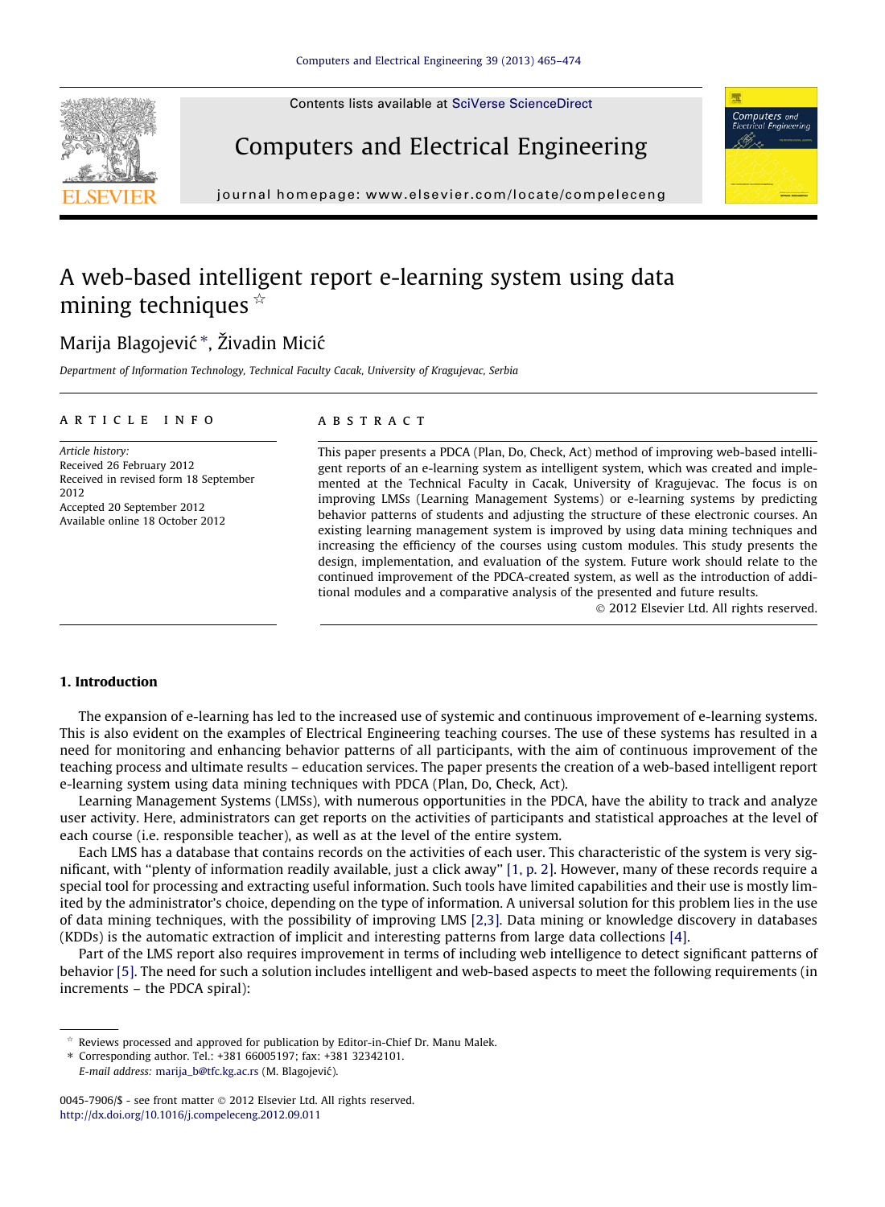# A web-based intelligent report e-learning system using data mining techniques ☆

Marija Blagojević *, Živadin Micić

*Department of Information Technology, Technical Faculty Cacak, University of Kragujevac, Serbia*

## ARTICLE INFO

*Article history:*
Received 26 February 2012
Received in revised form 18 September 2012
Accepted 20 September 2012
Available online 18 October 2012

## ABSTRACT

This paper presents a PDCA (Plan, Do, Check, Act) method of improving web-based intelligent reports of an e-learning system as intelligent system, which was created and implemented at the Technical Faculty in Cacak, University of Kragujevac. The focus is on improving LMSs (Learning Management Systems) or e-learning systems by predicting behavior patterns of students and adjusting the structure of these electronic courses. An existing learning management system is improved by using data mining techniques and increasing the efficiency of the courses using custom modules. This study presents the design, implementation, and evaluation of the system. Future work should relate to the continued improvement of the PDCA-created system, as well as the introduction of additional modules and a comparative analysis of the presented and future results.

© 2012 Elsevier Ltd. All rights reserved.

## 1. Introduction

The expansion of e-learning has led to the increased use of systemic and continuous improvement of e-learning systems. This is also evident on the examples of Electrical Engineering teaching courses. The use of these systems has resulted in a need for monitoring and enhancing behavior patterns of all participants, with the aim of continuous improvement of the teaching process and ultimate results – education services. The paper presents the creation of a web-based intelligent report e-learning system using data mining techniques with PDCA (Plan, Do, Check, Act).

Learning Management Systems (LMSs), with numerous opportunities in the PDCA, have the ability to track and analyze user activity. Here, administrators can get reports on the activities of participants and statistical approaches at the level of each course (i.e. responsible teacher), as well as at the level of the entire system.

Each LMS has a database that contains records on the activities of each user. This characteristic of the system is very significant, with "plenty of information readily available, just a click away" [1, p. 2]. However, many of these records require a special tool for processing and extracting useful information. Such tools have limited capabilities and their use is mostly limited by the administrator's choice, depending on the type of information. A universal solution for this problem lies in the use of data mining techniques, with the possibility of improving LMS [2,3]. Data mining or knowledge discovery in databases (KDDs) is the automatic extraction of implicit and interesting patterns from large data collections [4].

Part of the LMS report also requires improvement in terms of including web intelligence to detect significant patterns of behavior [5]. The need for such a solution includes intelligent and web-based aspects to meet the following requirements (in increments – the PDCA spiral):

---

☆ Reviews processed and approved for publication by Editor-in-Chief Dr. Manu Malek.

\* Corresponding author. Tel.: +381 66005197; fax: +381 32342101.
*E-mail address:* marija_b@tfc.kg.ac.rs (M. Blagojević).

0045-7906/$ - see front matter © 2012 Elsevier Ltd. All rights reserved.
http://dx.doi.org/10.1016/j.compeleceng.2012.09.011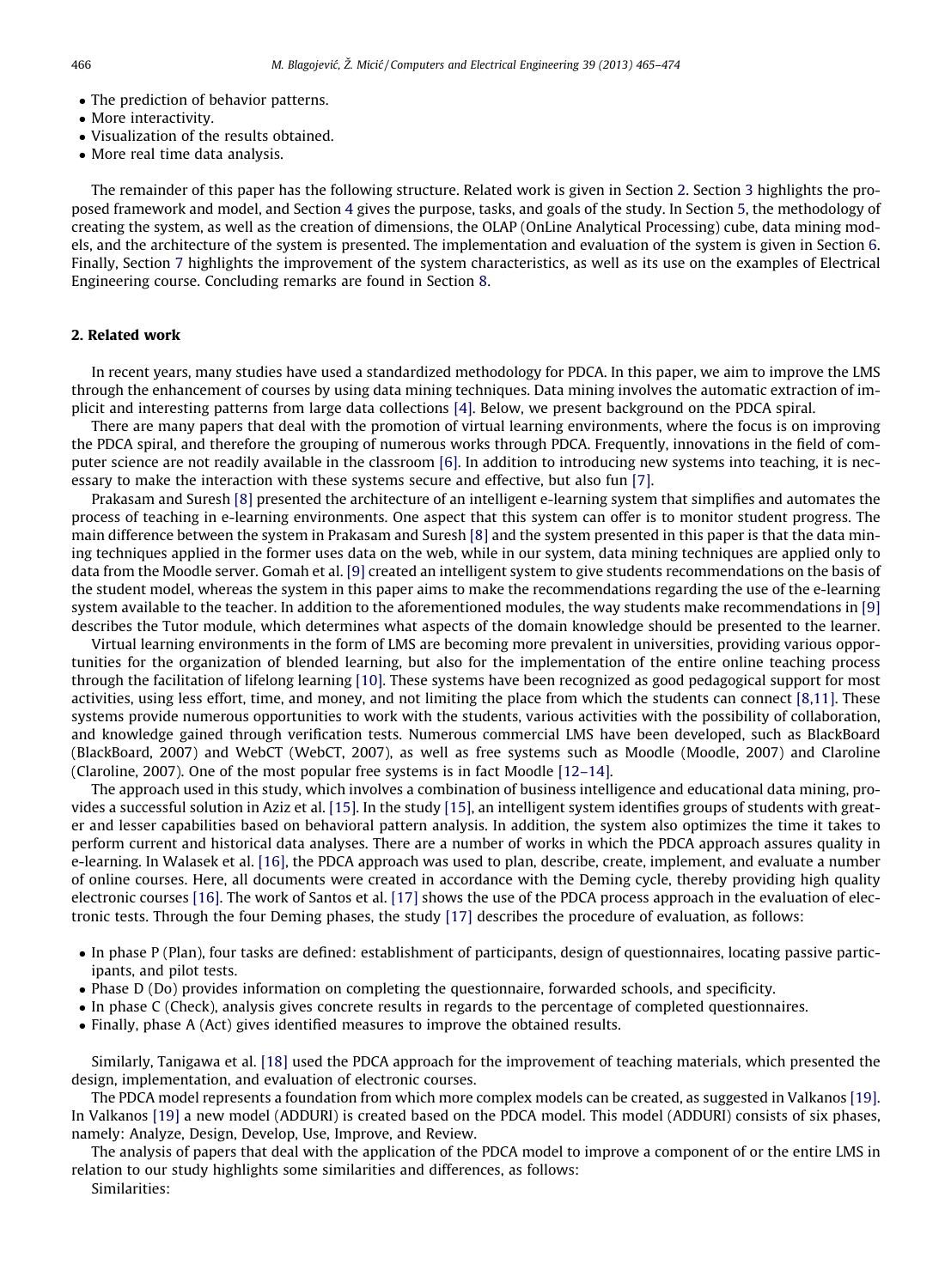- The prediction of behavior patterns.
- More interactivity.
- Visualization of the results obtained.
- More real time data analysis.

The remainder of this paper has the following structure. Related work is given in Section 2. Section 3 highlights the proposed framework and model, and Section 4 gives the purpose, tasks, and goals of the study. In Section 5, the methodology of creating the system, as well as the creation of dimensions, the OLAP (OnLine Analytical Processing) cube, data mining models, and the architecture of the system is presented. The implementation and evaluation of the system is given in Section 6. Finally, Section 7 highlights the improvement of the system characteristics, as well as its use on the examples of Electrical Engineering course. Concluding remarks are found in Section 8.

## 2. Related work

In recent years, many studies have used a standardized methodology for PDCA. In this paper, we aim to improve the LMS through the enhancement of courses by using data mining techniques. Data mining involves the automatic extraction of implicit and interesting patterns from large data collections [4]. Below, we present background on the PDCA spiral.

There are many papers that deal with the promotion of virtual learning environments, where the focus is on improving the PDCA spiral, and therefore the grouping of numerous works through PDCA. Frequently, innovations in the field of computer science are not readily available in the classroom [6]. In addition to introducing new systems into teaching, it is necessary to make the interaction with these systems secure and effective, but also fun [7].

Prakasam and Suresh [8] presented the architecture of an intelligent e-learning system that simplifies and automates the process of teaching in e-learning environments. One aspect that this system can offer is to monitor student progress. The main difference between the system in Prakasam and Suresh [8] and the system presented in this paper is that the data mining techniques applied in the former uses data on the web, while in our system, data mining techniques are applied only to data from the Moodle server. Gomah et al. [9] created an intelligent system to give students recommendations on the basis of the student model, whereas the system in this paper aims to make the recommendations regarding the use of the e-learning system available to the teacher. In addition to the aforementioned modules, the way students make recommendations in [9] describes the Tutor module, which determines what aspects of the domain knowledge should be presented to the learner.

Virtual learning environments in the form of LMS are becoming more prevalent in universities, providing various opportunities for the organization of blended learning, but also for the implementation of the entire online teaching process through the facilitation of lifelong learning [10]. These systems have been recognized as good pedagogical support for most activities, using less effort, time, and money, and not limiting the place from which the students can connect [8,11]. These systems provide numerous opportunities to work with the students, various activities with the possibility of collaboration, and knowledge gained through verification tests. Numerous commercial LMS have been developed, such as BlackBoard (BlackBoard, 2007) and WebCT (WebCT, 2007), as well as free systems such as Moodle (Moodle, 2007) and Claroline (Claroline, 2007). One of the most popular free systems is in fact Moodle [12–14].

The approach used in this study, which involves a combination of business intelligence and educational data mining, provides a successful solution in Aziz et al. [15]. In the study [15], an intelligent system identifies groups of students with greater and lesser capabilities based on behavioral pattern analysis. In addition, the system also optimizes the time it takes to perform current and historical data analyses. There are a number of works in which the PDCA approach assures quality in e-learning. In Walasek et al. [16], the PDCA approach was used to plan, describe, create, implement, and evaluate a number of online courses. Here, all documents were created in accordance with the Deming cycle, thereby providing high quality electronic courses [16]. The work of Santos et al. [17] shows the use of the PDCA process approach in the evaluation of electronic tests. Through the four Deming phases, the study [17] describes the procedure of evaluation, as follows:

- In phase P (Plan), four tasks are defined: establishment of participants, design of questionnaires, locating passive participants, and pilot tests.
- Phase D (Do) provides information on completing the questionnaire, forwarded schools, and specificity.
- In phase C (Check), analysis gives concrete results in regards to the percentage of completed questionnaires.
- Finally, phase A (Act) gives identified measures to improve the obtained results.

Similarly, Tanigawa et al. [18] used the PDCA approach for the improvement of teaching materials, which presented the design, implementation, and evaluation of electronic courses.

The PDCA model represents a foundation from which more complex models can be created, as suggested in Valkanos [19]. In Valkanos [19] a new model (ADDURI) is created based on the PDCA model. This model (ADDURI) consists of six phases, namely: Analyze, Design, Develop, Use, Improve, and Review.

The analysis of papers that deal with the application of the PDCA model to improve a component of or the entire LMS in relation to our study highlights some similarities and differences, as follows:

Similarities: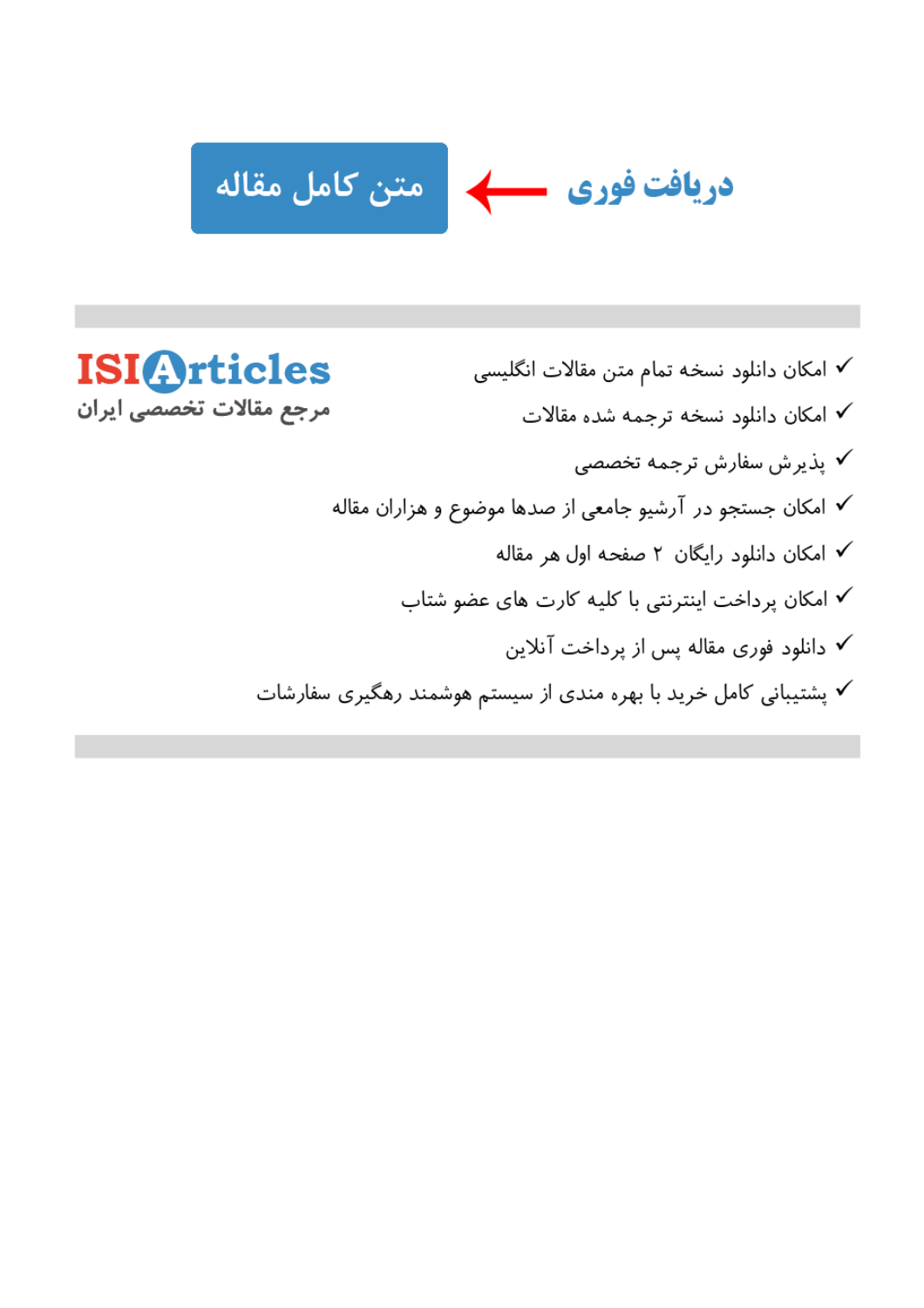دریافت فوری ← **متن کامل مقاله**

**ISIArticles**
مرجع مقالات تخصصی ایران

- ✓ امکان دانلود نسخه تمام متن مقالات انگلیسی
- ✓ امکان دانلود نسخه ترجمه شده مقالات
- ✓ پذیرش سفارش ترجمه تخصصی
- ✓ امکان جستجو در آرشیو جامعی از صدها موضوع و هزاران مقاله
- ✓ امکان دانلود رایگان ۲ صفحه اول هر مقاله
- ✓ امکان پرداخت اینترنتی با کلیه کارت های عضو شتاب
- ✓ دانلود فوری مقاله پس از پرداخت آنلاین
- ✓ پشتیبانی کامل خرید با بهره مندی از سیستم هوشمند رهگیری سفارشات